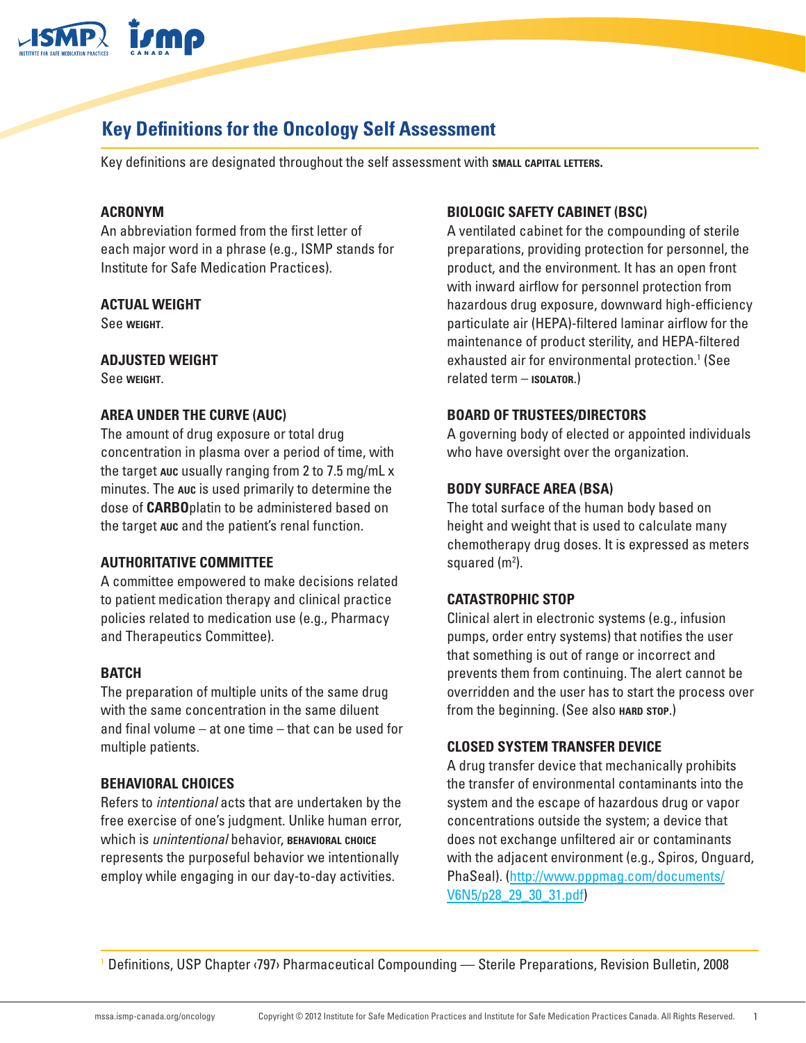# Key Definitions for the Oncology Self Assessment

Key definitions are designated throughout the self assessment with **SMALL CAPITAL LETTERS.**

### ACRONYM

An abbreviation formed from the first letter of each major word in a phrase (e.g., ISMP stands for Institute for Safe Medication Practices).

### ACTUAL WEIGHT

See **WEIGHT**.

### ADJUSTED WEIGHT

See **WEIGHT**.

### AREA UNDER THE CURVE (AUC)

The amount of drug exposure or total drug concentration in plasma over a period of time, with the target **AUC** usually ranging from 2 to 7.5 mg/mL x minutes. The **AUC** is used primarily to determine the dose of **CARBO**platin to be administered based on the target **AUC** and the patient's renal function.

### AUTHORITATIVE COMMITTEE

A committee empowered to make decisions related to patient medication therapy and clinical practice policies related to medication use (e.g., Pharmacy and Therapeutics Committee).

### BATCH

The preparation of multiple units of the same drug with the same concentration in the same diluent and final volume – at one time – that can be used for multiple patients.

### BEHAVIORAL CHOICES

Refers to *intentional* acts that are undertaken by the free exercise of one's judgment. Unlike human error, which is *unintentional* behavior, **BEHAVIORAL CHOICE** represents the purposeful behavior we intentionally employ while engaging in our day-to-day activities.

### BIOLOGIC SAFETY CABINET (BSC)

A ventilated cabinet for the compounding of sterile preparations, providing protection for personnel, the product, and the environment. It has an open front with inward airflow for personnel protection from hazardous drug exposure, downward high-efficiency particulate air (HEPA)-filtered laminar airflow for the maintenance of product sterility, and HEPA-filtered exhausted air for environmental protection.[1] (See related term – **ISOLATOR**.)

### BOARD OF TRUSTEES/DIRECTORS

A governing body of elected or appointed individuals who have oversight over the organization.

### BODY SURFACE AREA (BSA)

The total surface of the human body based on height and weight that is used to calculate many chemotherapy drug doses. It is expressed as meters squared ($m^2$).

### CATASTROPHIC STOP

Clinical alert in electronic systems (e.g., infusion pumps, order entry systems) that notifies the user that something is out of range or incorrect and prevents them from continuing. The alert cannot be overridden and the user has to start the process over from the beginning. (See also **HARD STOP**.)

### CLOSED SYSTEM TRANSFER DEVICE

A drug transfer device that mechanically prohibits the transfer of environmental contaminants into the system and the escape of hazardous drug or vapor concentrations outside the system; a device that does not exchange unfiltered air or contaminants with the adjacent environment (e.g., Spiros, Onguard, PhaSeal). (http://www.pppmag.com/documents/V6N5/p28_29_30_31.pdf)

---

[1] Definitions, USP Chapter ‹797› Pharmaceutical Compounding — Sterile Preparations, Revision Bulletin, 2008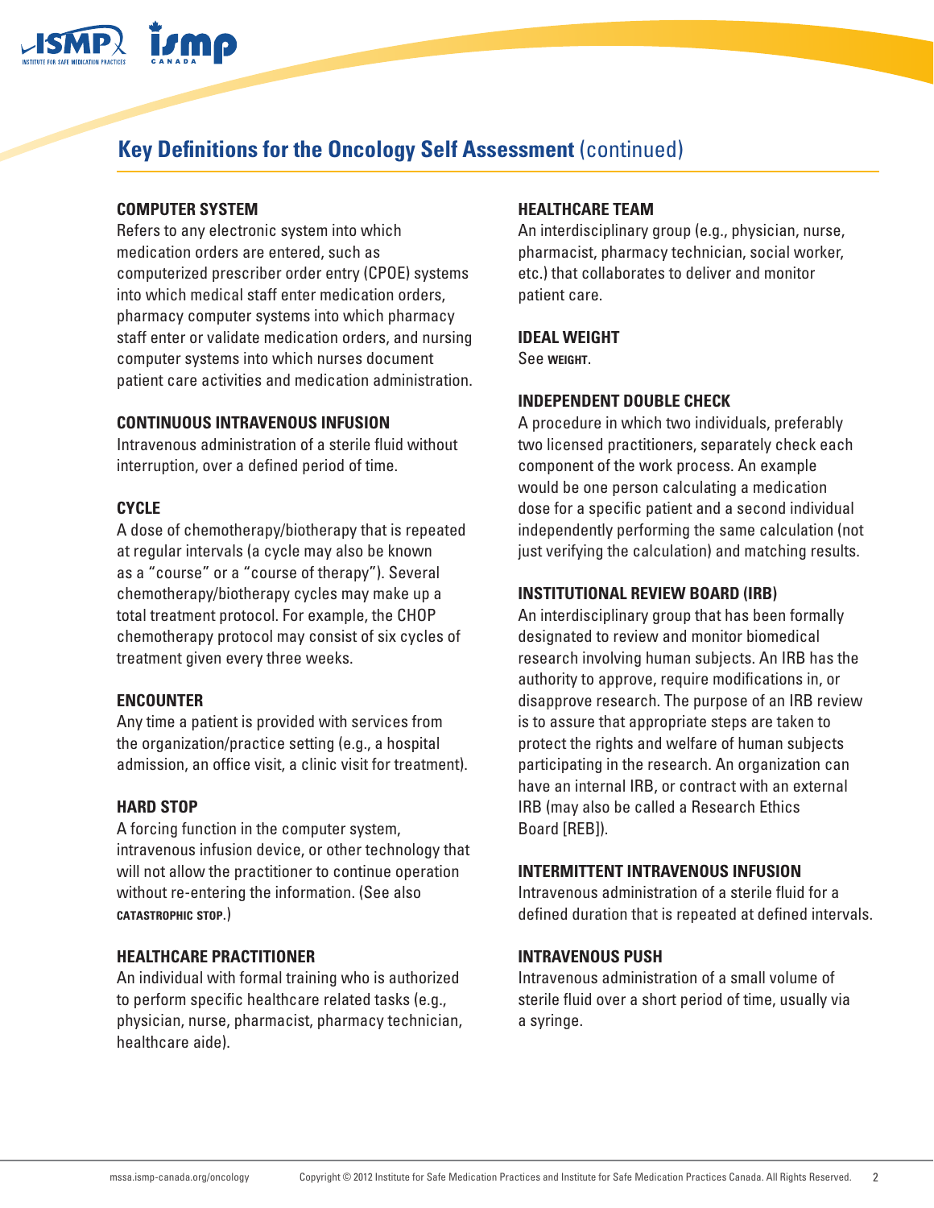## Key Definitions for the Oncology Self Assessment (continued)

### COMPUTER SYSTEM

Refers to any electronic system into which medication orders are entered, such as computerized prescriber order entry (CPOE) systems into which medical staff enter medication orders, pharmacy computer systems into which pharmacy staff enter or validate medication orders, and nursing computer systems into which nurses document patient care activities and medication administration.

### CONTINUOUS INTRAVENOUS INFUSION

Intravenous administration of a sterile fluid without interruption, over a defined period of time.

### CYCLE

A dose of chemotherapy/biotherapy that is repeated at regular intervals (a cycle may also be known as a "course" or a "course of therapy"). Several chemotherapy/biotherapy cycles may make up a total treatment protocol. For example, the CHOP chemotherapy protocol may consist of six cycles of treatment given every three weeks.

### ENCOUNTER

Any time a patient is provided with services from the organization/practice setting (e.g., a hospital admission, an office visit, a clinic visit for treatment).

### HARD STOP

A forcing function in the computer system, intravenous infusion device, or other technology that will not allow the practitioner to continue operation without re-entering the information. (See also **CATASTROPHIC STOP**.)

### HEALTHCARE PRACTITIONER

An individual with formal training who is authorized to perform specific healthcare related tasks (e.g., physician, nurse, pharmacist, pharmacy technician, healthcare aide).

### HEALTHCARE TEAM

An interdisciplinary group (e.g., physician, nurse, pharmacist, pharmacy technician, social worker, etc.) that collaborates to deliver and monitor patient care.

### IDEAL WEIGHT

See **WEIGHT**.

### INDEPENDENT DOUBLE CHECK

A procedure in which two individuals, preferably two licensed practitioners, separately check each component of the work process. An example would be one person calculating a medication dose for a specific patient and a second individual independently performing the same calculation (not just verifying the calculation) and matching results.

### INSTITUTIONAL REVIEW BOARD (IRB)

An interdisciplinary group that has been formally designated to review and monitor biomedical research involving human subjects. An IRB has the authority to approve, require modifications in, or disapprove research. The purpose of an IRB review is to assure that appropriate steps are taken to protect the rights and welfare of human subjects participating in the research. An organization can have an internal IRB, or contract with an external IRB (may also be called a Research Ethics Board [REB]).

### INTERMITTENT INTRAVENOUS INFUSION

Intravenous administration of a sterile fluid for a defined duration that is repeated at defined intervals.

### INTRAVENOUS PUSH

Intravenous administration of a small volume of sterile fluid over a short period of time, usually via a syringe.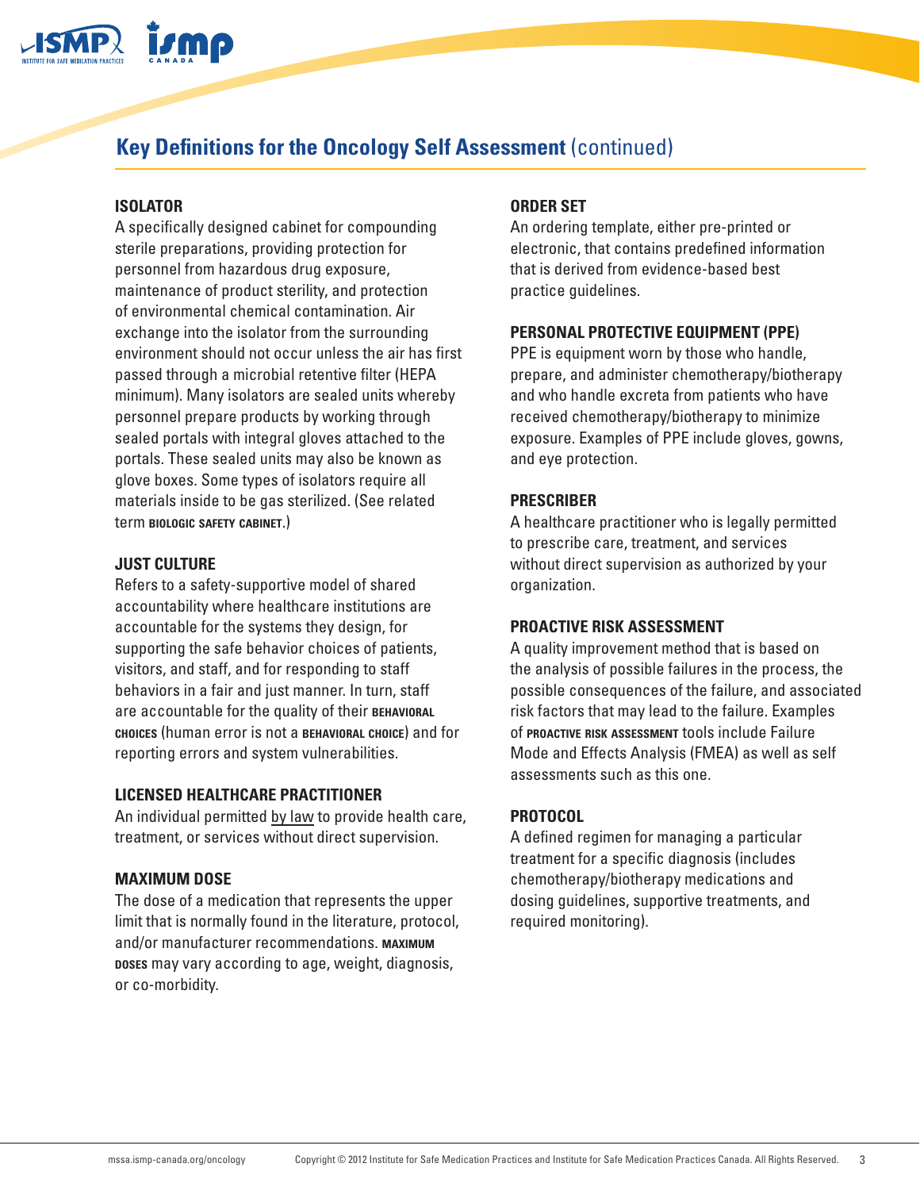## Key Definitions for the Oncology Self Assessment (continued)

### ISOLATOR

A specifically designed cabinet for compounding sterile preparations, providing protection for personnel from hazardous drug exposure, maintenance of product sterility, and protection of environmental chemical contamination. Air exchange into the isolator from the surrounding environment should not occur unless the air has first passed through a microbial retentive filter (HEPA minimum). Many isolators are sealed units whereby personnel prepare products by working through sealed portals with integral gloves attached to the portals. These sealed units may also be known as glove boxes. Some types of isolators require all materials inside to be gas sterilized. (See related term **BIOLOGIC SAFETY CABINET**.)

### JUST CULTURE

Refers to a safety-supportive model of shared accountability where healthcare institutions are accountable for the systems they design, for supporting the safe behavior choices of patients, visitors, and staff, and for responding to staff behaviors in a fair and just manner. In turn, staff are accountable for the quality of their **BEHAVIORAL CHOICES** (human error is not a **BEHAVIORAL CHOICE**) and for reporting errors and system vulnerabilities.

### LICENSED HEALTHCARE PRACTITIONER

An individual permitted by law to provide health care, treatment, or services without direct supervision.

### MAXIMUM DOSE

The dose of a medication that represents the upper limit that is normally found in the literature, protocol, and/or manufacturer recommendations. **MAXIMUM DOSES** may vary according to age, weight, diagnosis, or co-morbidity.

### ORDER SET

An ordering template, either pre-printed or electronic, that contains predefined information that is derived from evidence-based best practice guidelines.

### PERSONAL PROTECTIVE EQUIPMENT (PPE)

PPE is equipment worn by those who handle, prepare, and administer chemotherapy/biotherapy and who handle excreta from patients who have received chemotherapy/biotherapy to minimize exposure. Examples of PPE include gloves, gowns, and eye protection.

### PRESCRIBER

A healthcare practitioner who is legally permitted to prescribe care, treatment, and services without direct supervision as authorized by your organization.

### PROACTIVE RISK ASSESSMENT

A quality improvement method that is based on the analysis of possible failures in the process, the possible consequences of the failure, and associated risk factors that may lead to the failure. Examples of **PROACTIVE RISK ASSESSMENT** tools include Failure Mode and Effects Analysis (FMEA) as well as self assessments such as this one.

### PROTOCOL

A defined regimen for managing a particular treatment for a specific diagnosis (includes chemotherapy/biotherapy medications and dosing guidelines, supportive treatments, and required monitoring).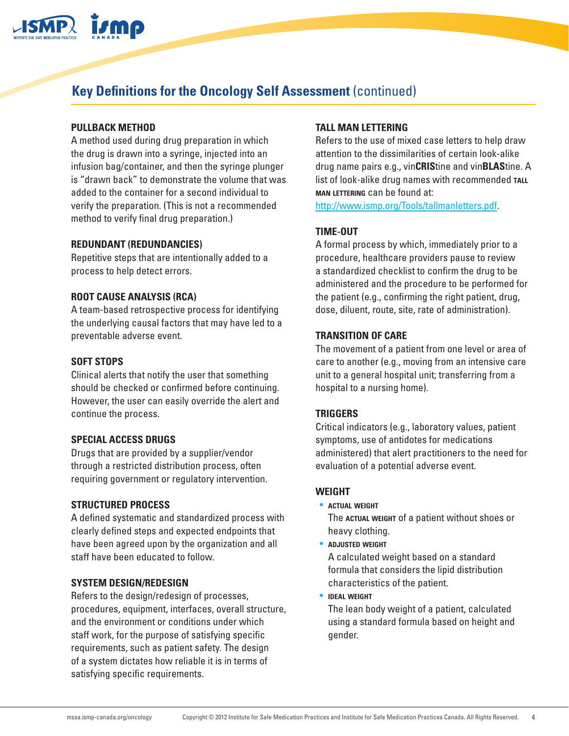## Key Definitions for the Oncology Self Assessment (continued)

### PULLBACK METHOD

A method used during drug preparation in which the drug is drawn into a syringe, injected into an infusion bag/container, and then the syringe plunger is "drawn back" to demonstrate the volume that was added to the container for a second individual to verify the preparation. (This is not a recommended method to verify final drug preparation.)

### REDUNDANT (REDUNDANCIES)

Repetitive steps that are intentionally added to a process to help detect errors.

### ROOT CAUSE ANALYSIS (RCA)

A team-based retrospective process for identifying the underlying causal factors that may have led to a preventable adverse event.

### SOFT STOPS

Clinical alerts that notify the user that something should be checked or confirmed before continuing. However, the user can easily override the alert and continue the process.

### SPECIAL ACCESS DRUGS

Drugs that are provided by a supplier/vendor through a restricted distribution process, often requiring government or regulatory intervention.

### STRUCTURED PROCESS

A defined systematic and standardized process with clearly defined steps and expected endpoints that have been agreed upon by the organization and all staff have been educated to follow.

### SYSTEM DESIGN/REDESIGN

Refers to the design/redesign of processes, procedures, equipment, interfaces, overall structure, and the environment or conditions under which staff work, for the purpose of satisfying specific requirements, such as patient safety. The design of a system dictates how reliable it is in terms of satisfying specific requirements.

### TALL MAN LETTERING

Refers to the use of mixed case letters to help draw attention to the dissimilarities of certain look-alike drug name pairs e.g., vin**CRIS**tine and vin**BLAS**tine. A list of look-alike drug names with recommended **TALL MAN LETTERING** can be found at: http://www.ismp.org/Tools/tallmanletters.pdf.

### TIME-OUT

A formal process by which, immediately prior to a procedure, healthcare providers pause to review a standardized checklist to confirm the drug to be administered and the procedure to be performed for the patient (e.g., confirming the right patient, drug, dose, diluent, route, site, rate of administration).

### TRANSITION OF CARE

The movement of a patient from one level or area of care to another (e.g., moving from an intensive care unit to a general hospital unit; transferring from a hospital to a nursing home).

### TRIGGERS

Critical indicators (e.g., laboratory values, patient symptoms, use of antidotes for medications administered) that alert practitioners to the need for evaluation of a potential adverse event.

### WEIGHT

- **ACTUAL WEIGHT**
  The **ACTUAL WEIGHT** of a patient without shoes or heavy clothing.
- **ADJUSTED WEIGHT**
  A calculated weight based on a standard formula that considers the lipid distribution characteristics of the patient.
- **IDEAL WEIGHT**
  The lean body weight of a patient, calculated using a standard formula based on height and gender.